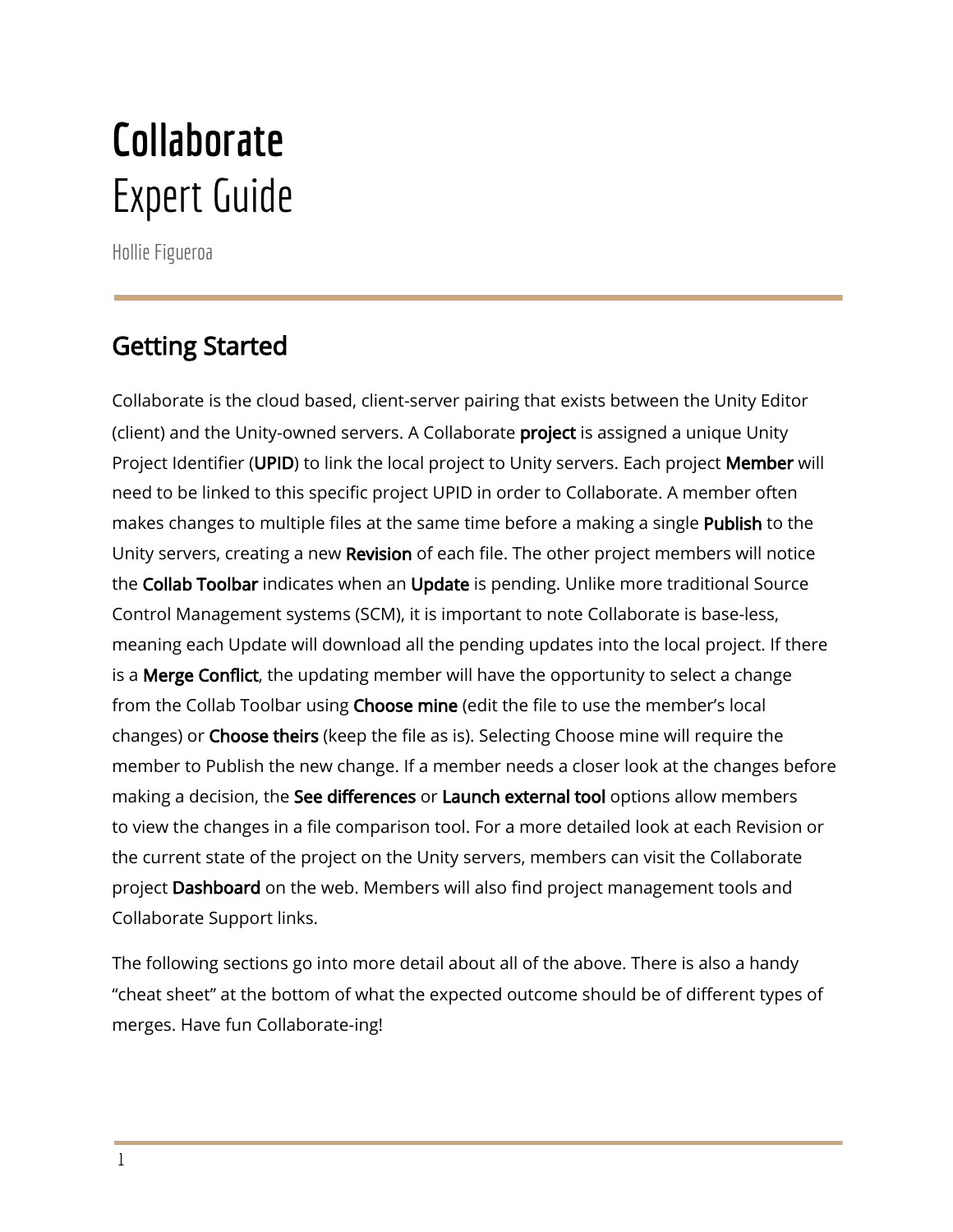# **Collaborate**
# Expert Guide

Hollie Figueroa

## Getting Started

Collaborate is the cloud based, client-server pairing that exists between the Unity Editor (client) and the Unity-owned servers. A Collaborate **project** is assigned a unique Unity Project Identifier (**UPID**) to link the local project to Unity servers. Each project **Member** will need to be linked to this specific project UPID in order to Collaborate. A member often makes changes to multiple files at the same time before a making a single **Publish** to the Unity servers, creating a new **Revision** of each file. The other project members will notice the **Collab Toolbar** indicates when an **Update** is pending. Unlike more traditional Source Control Management systems (SCM), it is important to note Collaborate is base-less, meaning each Update will download all the pending updates into the local project. If there is a **Merge Conflict**, the updating member will have the opportunity to select a change from the Collab Toolbar using **Choose mine** (edit the file to use the member's local changes) or **Choose theirs** (keep the file as is). Selecting Choose mine will require the member to Publish the new change. If a member needs a closer look at the changes before making a decision, the **See differences** or **Launch external tool** options allow members to view the changes in a file comparison tool. For a more detailed look at each Revision or the current state of the project on the Unity servers, members can visit the Collaborate project **Dashboard** on the web. Members will also find project management tools and Collaborate Support links.

The following sections go into more detail about all of the above. There is also a handy "cheat sheet" at the bottom of what the expected outcome should be of different types of merges. Have fun Collaborate-ing!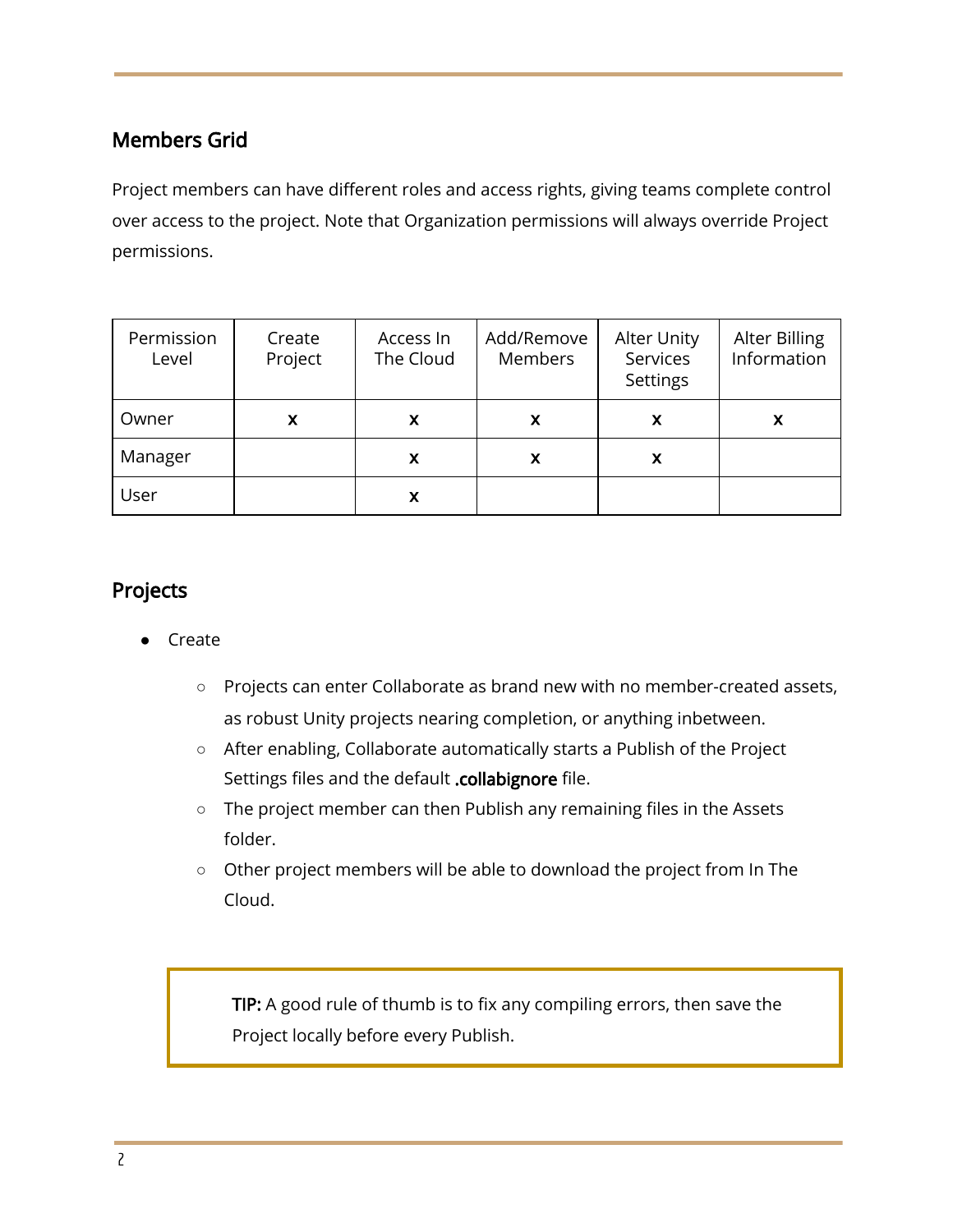## Members Grid

Project members can have different roles and access rights, giving teams complete control over access to the project. Note that Organization permissions will always override Project permissions.

| Permission Level | Create Project | Access In The Cloud | Add/Remove Members | Alter Unity Services Settings | Alter Billing Information |
|---|---|---|---|---|---|
| Owner | x | x | x | x | x |
| Manager | | x | x | x | |
| User | | x | | | |

## Projects

- Create
    - Projects can enter Collaborate as brand new with no member-created assets, as robust Unity projects nearing completion, or anything inbetween.
    - After enabling, Collaborate automatically starts a Publish of the Project Settings files and the default **.collabignore** file.
    - The project member can then Publish any remaining files in the Assets folder.
    - Other project members will be able to download the project from In The Cloud.

> **TIP:** A good rule of thumb is to fix any compiling errors, then save the Project locally before every Publish.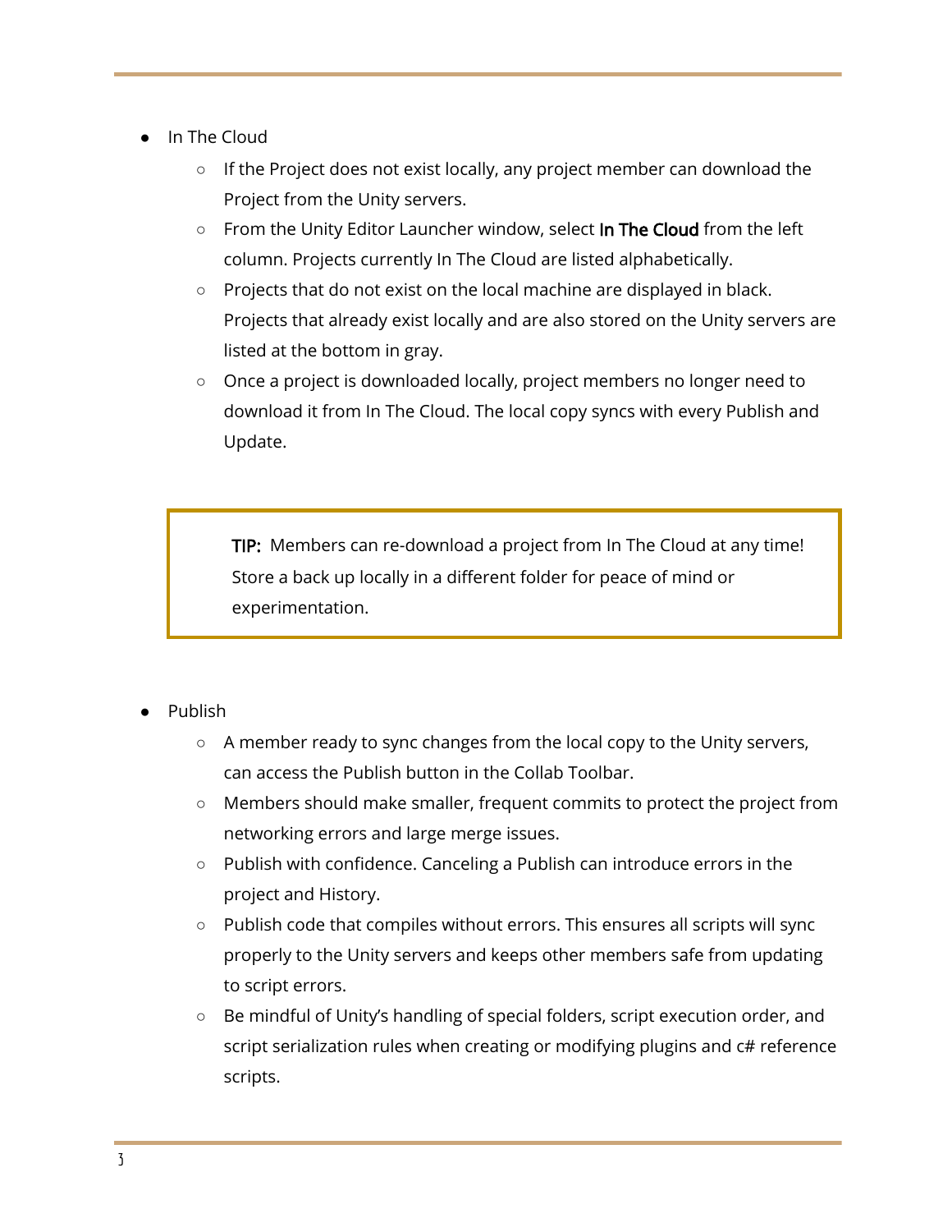- In The Cloud
    - If the Project does not exist locally, any project member can download the Project from the Unity servers.
    - From the Unity Editor Launcher window, select **In The Cloud** from the left column. Projects currently In The Cloud are listed alphabetically.
    - Projects that do not exist on the local machine are displayed in black. Projects that already exist locally and are also stored on the Unity servers are listed at the bottom in gray.
    - Once a project is downloaded locally, project members no longer need to download it from In The Cloud. The local copy syncs with every Publish and Update.

> **TIP:** Members can re-download a project from In The Cloud at any time! Store a back up locally in a different folder for peace of mind or experimentation.

- Publish
    - A member ready to sync changes from the local copy to the Unity servers, can access the Publish button in the Collab Toolbar.
    - Members should make smaller, frequent commits to protect the project from networking errors and large merge issues.
    - Publish with confidence. Canceling a Publish can introduce errors in the project and History.
    - Publish code that compiles without errors. This ensures all scripts will sync properly to the Unity servers and keeps other members safe from updating to script errors.
    - Be mindful of Unity's handling of special folders, script execution order, and script serialization rules when creating or modifying plugins and c# reference scripts.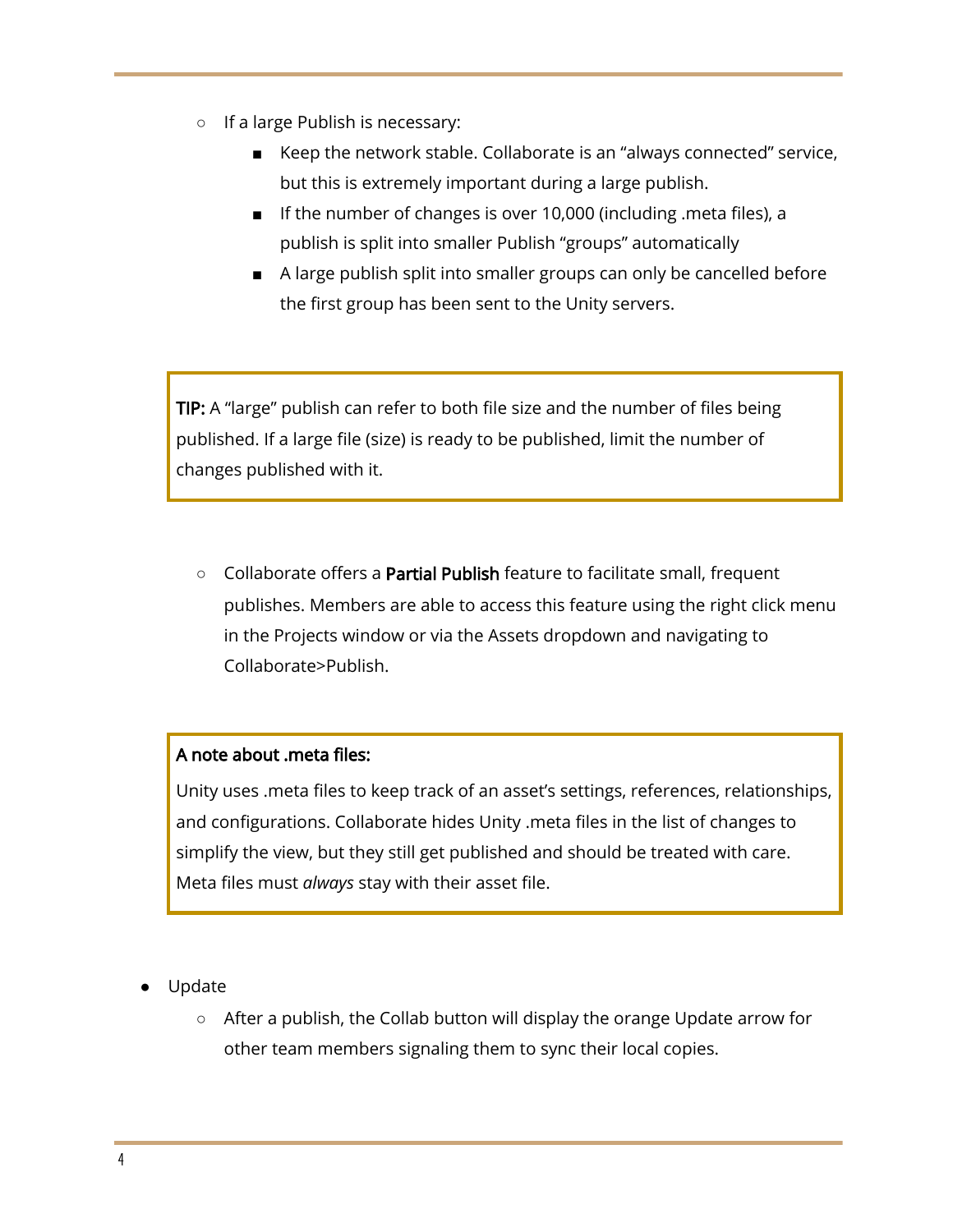- If a large Publish is necessary:
    - Keep the network stable. Collaborate is an "always connected" service, but this is extremely important during a large publish.
    - If the number of changes is over 10,000 (including .meta files), a publish is split into smaller Publish "groups" automatically
    - A large publish split into smaller groups can only be cancelled before the first group has been sent to the Unity servers.

> **TIP:** A "large" publish can refer to both file size and the number of files being published. If a large file (size) is ready to be published, limit the number of changes published with it.

- Collaborate offers a **Partial Publish** feature to facilitate small, frequent publishes. Members are able to access this feature using the right click menu in the Projects window or via the Assets dropdown and navigating to Collaborate>Publish.

> **A note about .meta files:**
>
> Unity uses .meta files to keep track of an asset's settings, references, relationships, and configurations. Collaborate hides Unity .meta files in the list of changes to simplify the view, but they still get published and should be treated with care. Meta files must *always* stay with their asset file.

- Update
    - After a publish, the Collab button will display the orange Update arrow for other team members signaling them to sync their local copies.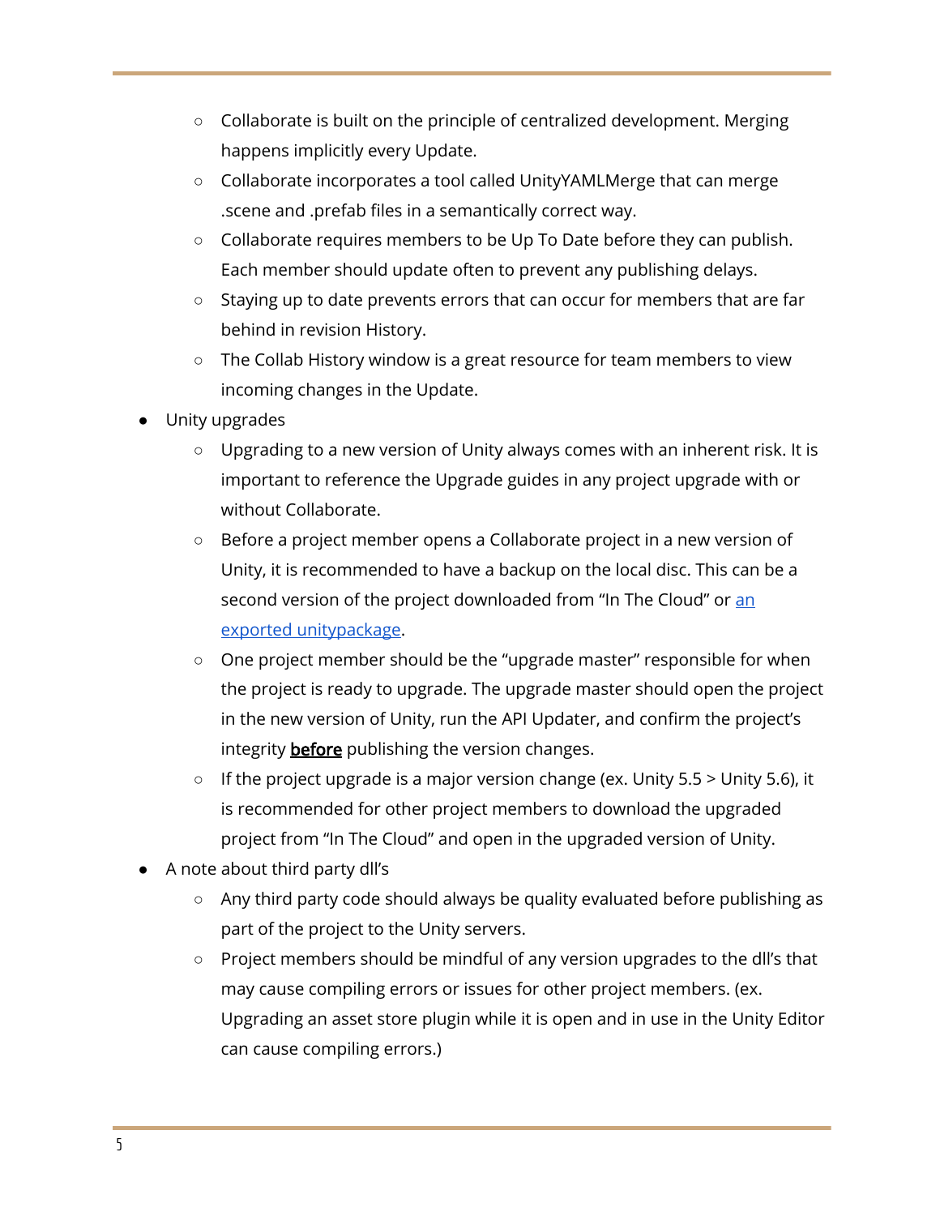- Collaborate is built on the principle of centralized development. Merging happens implicitly every Update.
  - Collaborate incorporates a tool called UnityYAMLMerge that can merge .scene and .prefab files in a semantically correct way.
  - Collaborate requires members to be Up To Date before they can publish. Each member should update often to prevent any publishing delays.
  - Staying up to date prevents errors that can occur for members that are far behind in revision History.
  - The Collab History window is a great resource for team members to view incoming changes in the Update.
- Unity upgrades
  - Upgrading to a new version of Unity always comes with an inherent risk. It is important to reference the Upgrade guides in any project upgrade with or without Collaborate.
  - Before a project member opens a Collaborate project in a new version of Unity, it is recommended to have a backup on the local disc. This can be a second version of the project downloaded from "In The Cloud" or an exported unitypackage.
  - One project member should be the "upgrade master" responsible for when the project is ready to upgrade. The upgrade master should open the project in the new version of Unity, run the API Updater, and confirm the project's integrity **before** publishing the version changes.
  - If the project upgrade is a major version change (ex. Unity 5.5 > Unity 5.6), it is recommended for other project members to download the upgraded project from "In The Cloud" and open in the upgraded version of Unity.
- A note about third party dll's
  - Any third party code should always be quality evaluated before publishing as part of the project to the Unity servers.
  - Project members should be mindful of any version upgrades to the dll's that may cause compiling errors or issues for other project members. (ex. Upgrading an asset store plugin while it is open and in use in the Unity Editor can cause compiling errors.)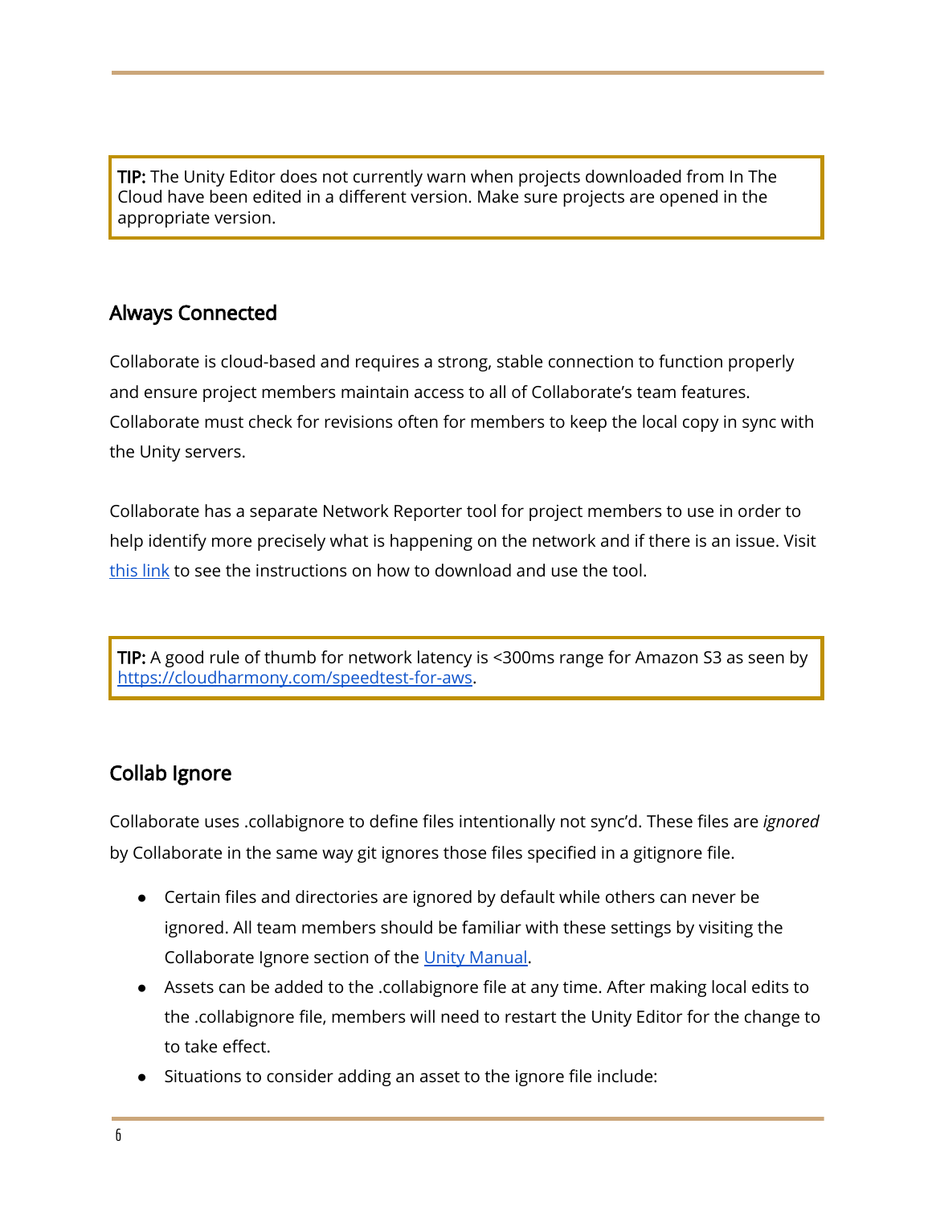> **TIP:** The Unity Editor does not currently warn when projects downloaded from In The Cloud have been edited in a different version. Make sure projects are opened in the appropriate version.

## Always Connected

Collaborate is cloud-based and requires a strong, stable connection to function properly and ensure project members maintain access to all of Collaborate's team features. Collaborate must check for revisions often for members to keep the local copy in sync with the Unity servers.

Collaborate has a separate Network Reporter tool for project members to use in order to help identify more precisely what is happening on the network and if there is an issue. Visit this link to see the instructions on how to download and use the tool.

> **TIP:** A good rule of thumb for network latency is <300ms range for Amazon S3 as seen by https://cloudharmony.com/speedtest-for-aws.

## Collab Ignore

Collaborate uses .collabignore to define files intentionally not sync'd. These files are *ignored* by Collaborate in the same way git ignores those files specified in a gitignore file.

- Certain files and directories are ignored by default while others can never be ignored. All team members should be familiar with these settings by visiting the Collaborate Ignore section of the Unity Manual.
- Assets can be added to the .collabignore file at any time. After making local edits to the .collabignore file, members will need to restart the Unity Editor for the change to to take effect.
- Situations to consider adding an asset to the ignore file include: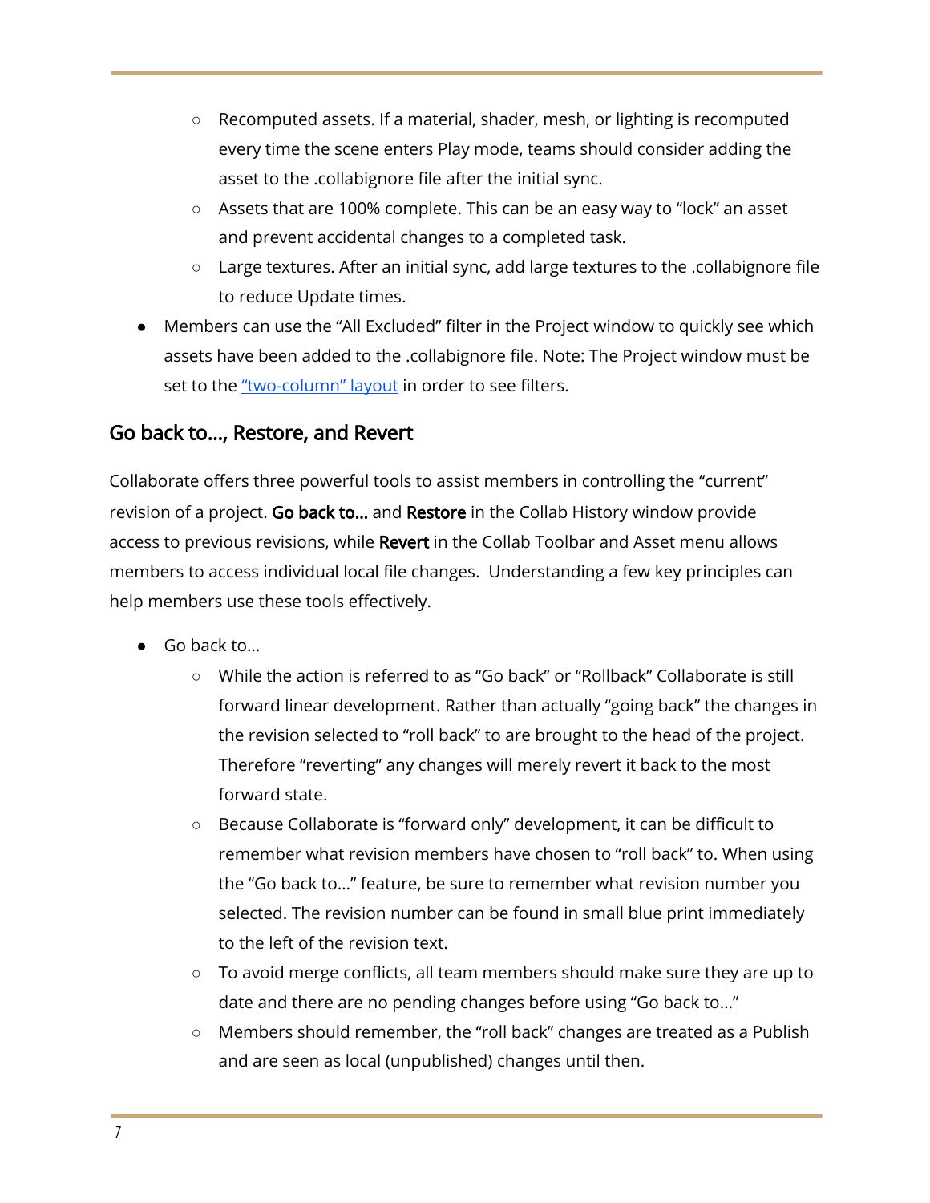- Recomputed assets. If a material, shader, mesh, or lighting is recomputed every time the scene enters Play mode, teams should consider adding the asset to the .collabignore file after the initial sync.
    - Assets that are 100% complete. This can be an easy way to "lock" an asset and prevent accidental changes to a completed task.
    - Large textures. After an initial sync, add large textures to the .collabignore file to reduce Update times.
- Members can use the "All Excluded" filter in the Project window to quickly see which assets have been added to the .collabignore file. Note: The Project window must be set to the "two-column" layout in order to see filters.

## Go back to..., Restore, and Revert

Collaborate offers three powerful tools to assist members in controlling the "current" revision of a project. **Go back to...** and **Restore** in the Collab History window provide access to previous revisions, while **Revert** in the Collab Toolbar and Asset menu allows members to access individual local file changes. Understanding a few key principles can help members use these tools effectively.

- Go back to...
    - While the action is referred to as "Go back" or "Rollback" Collaborate is still forward linear development. Rather than actually "going back" the changes in the revision selected to "roll back" to are brought to the head of the project. Therefore "reverting" any changes will merely revert it back to the most forward state.
    - Because Collaborate is "forward only" development, it can be difficult to remember what revision members have chosen to "roll back" to. When using the "Go back to..." feature, be sure to remember what revision number you selected. The revision number can be found in small blue print immediately to the left of the revision text.
    - To avoid merge conflicts, all team members should make sure they are up to date and there are no pending changes before using "Go back to..."
    - Members should remember, the "roll back" changes are treated as a Publish and are seen as local (unpublished) changes until then.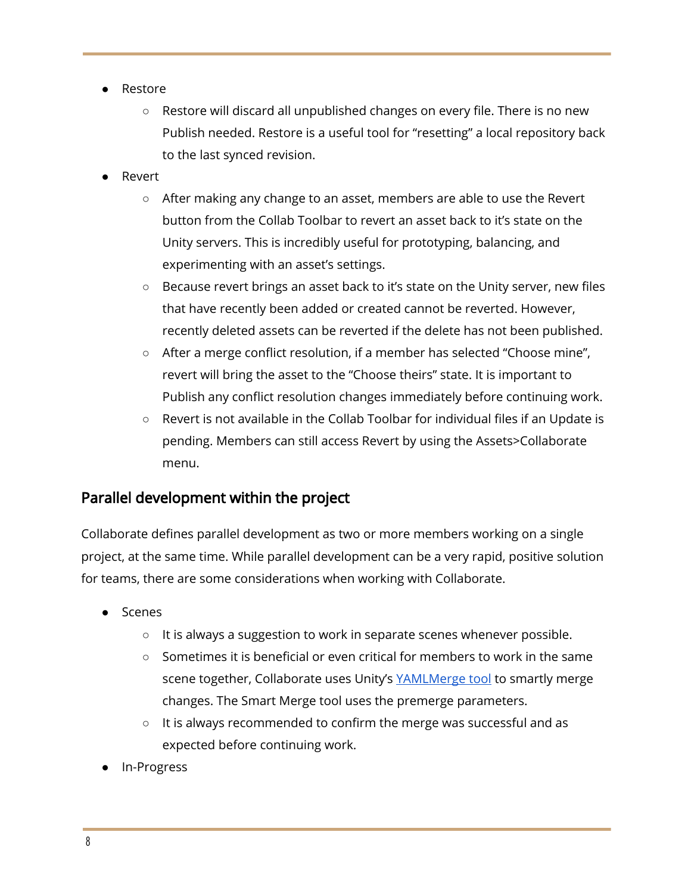- Restore
    - Restore will discard all unpublished changes on every file. There is no new Publish needed. Restore is a useful tool for "resetting" a local repository back to the last synced revision.
- Revert
    - After making any change to an asset, members are able to use the Revert button from the Collab Toolbar to revert an asset back to it's state on the Unity servers. This is incredibly useful for prototyping, balancing, and experimenting with an asset's settings.
    - Because revert brings an asset back to it's state on the Unity server, new files that have recently been added or created cannot be reverted. However, recently deleted assets can be reverted if the delete has not been published.
    - After a merge conflict resolution, if a member has selected "Choose mine", revert will bring the asset to the "Choose theirs" state. It is important to Publish any conflict resolution changes immediately before continuing work.
    - Revert is not available in the Collab Toolbar for individual files if an Update is pending. Members can still access Revert by using the Assets>Collaborate menu.

## Parallel development within the project

Collaborate defines parallel development as two or more members working on a single project, at the same time. While parallel development can be a very rapid, positive solution for teams, there are some considerations when working with Collaborate.

- Scenes
    - It is always a suggestion to work in separate scenes whenever possible.
    - Sometimes it is beneficial or even critical for members to work in the same scene together, Collaborate uses Unity's YAMLMerge tool to smartly merge changes. The Smart Merge tool uses the premerge parameters.
    - It is always recommended to confirm the merge was successful and as expected before continuing work.
- In-Progress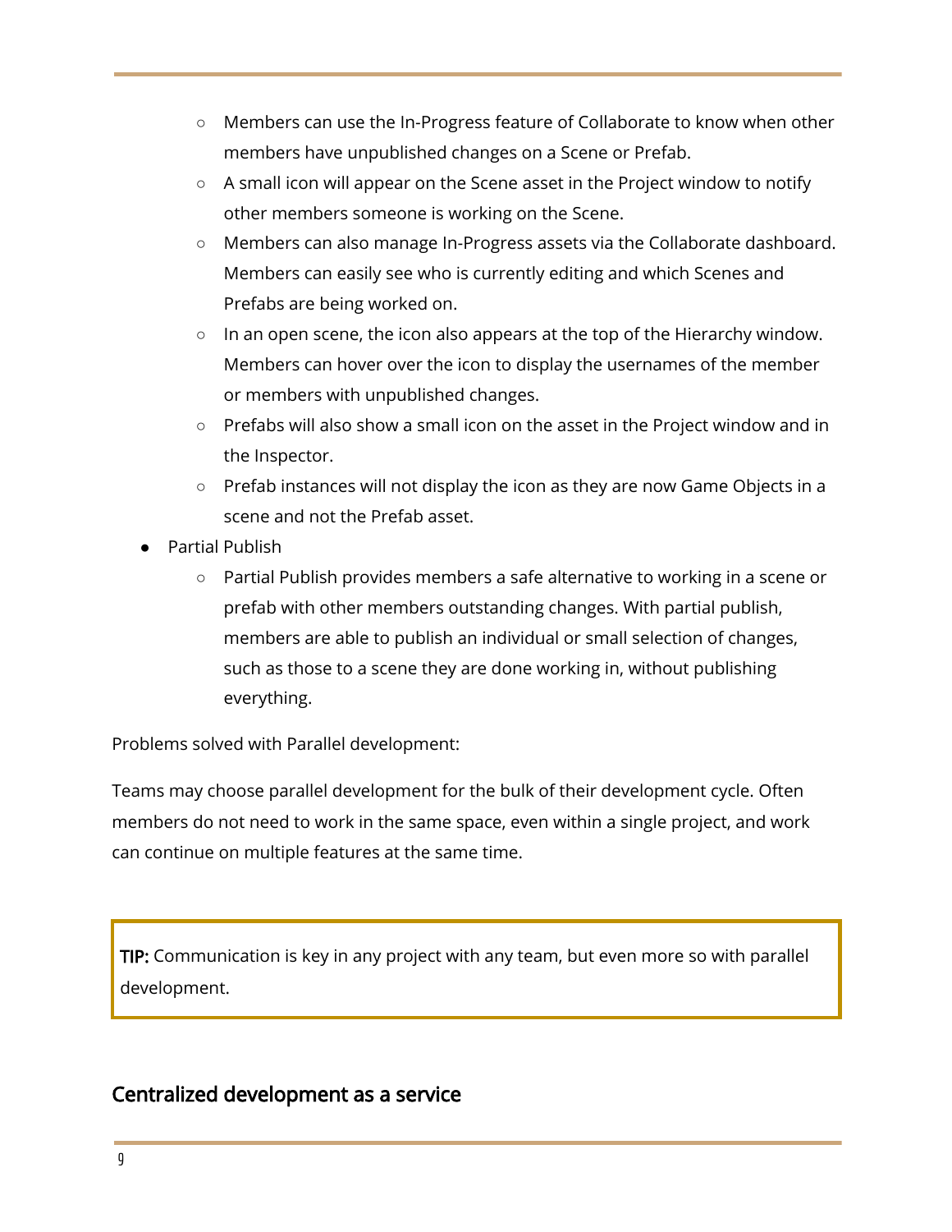- Members can use the In-Progress feature of Collaborate to know when other members have unpublished changes on a Scene or Prefab.
    - A small icon will appear on the Scene asset in the Project window to notify other members someone is working on the Scene.
    - Members can also manage In-Progress assets via the Collaborate dashboard. Members can easily see who is currently editing and which Scenes and Prefabs are being worked on.
    - In an open scene, the icon also appears at the top of the Hierarchy window. Members can hover over the icon to display the usernames of the member or members with unpublished changes.
    - Prefabs will also show a small icon on the asset in the Project window and in the Inspector.
    - Prefab instances will not display the icon as they are now Game Objects in a scene and not the Prefab asset.
- Partial Publish
    - Partial Publish provides members a safe alternative to working in a scene or prefab with other members outstanding changes. With partial publish, members are able to publish an individual or small selection of changes, such as those to a scene they are done working in, without publishing everything.

Problems solved with Parallel development:

Teams may choose parallel development for the bulk of their development cycle. Often members do not need to work in the same space, even within a single project, and work can continue on multiple features at the same time.

> **TIP:** Communication is key in any project with any team, but even more so with parallel development.

## Centralized development as a service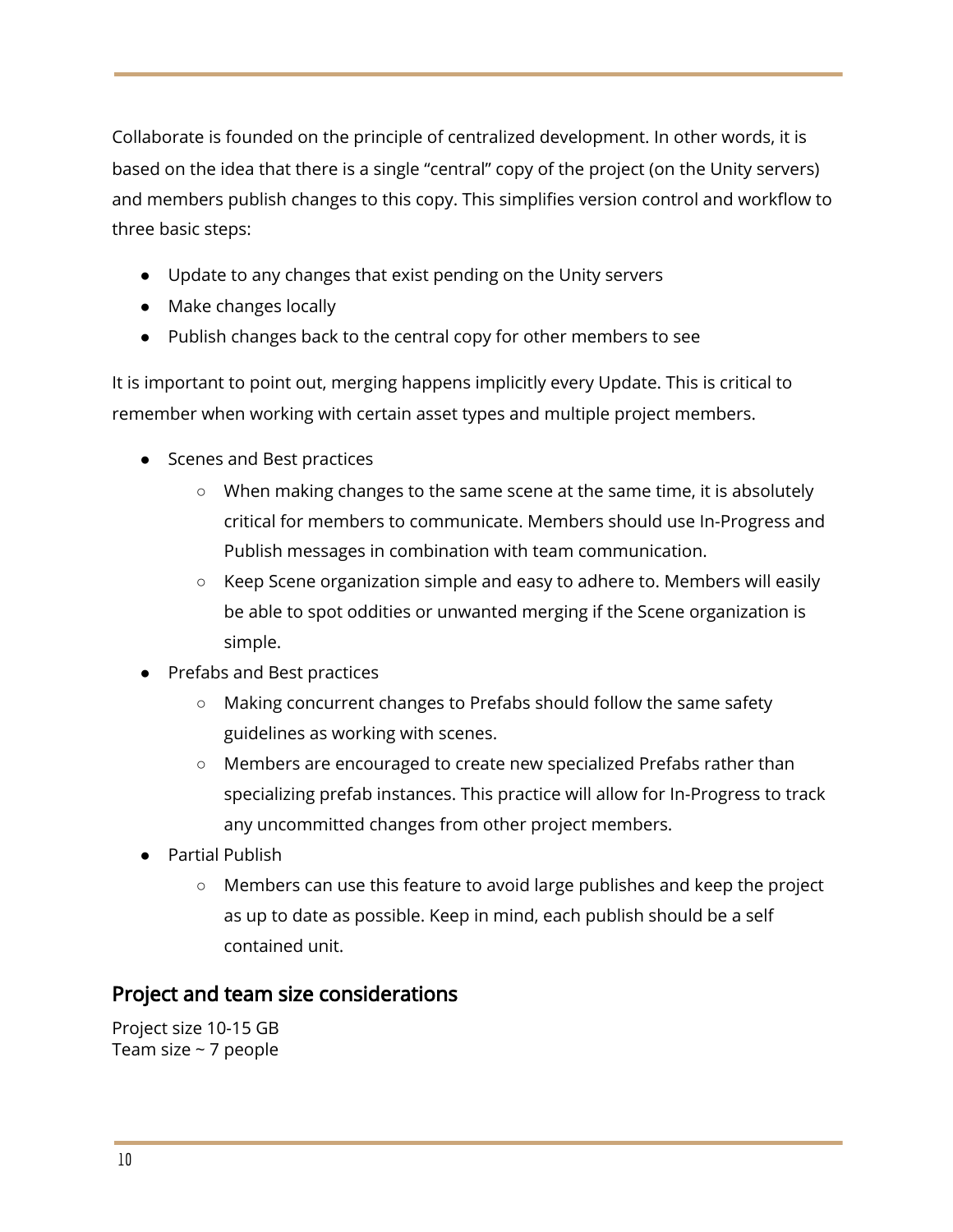Collaborate is founded on the principle of centralized development. In other words, it is based on the idea that there is a single “central” copy of the project (on the Unity servers) and members publish changes to this copy. This simplifies version control and workflow to three basic steps:

- Update to any changes that exist pending on the Unity servers
- Make changes locally
- Publish changes back to the central copy for other members to see

It is important to point out, merging happens implicitly every Update. This is critical to remember when working with certain asset types and multiple project members.

- Scenes and Best practices
  - When making changes to the same scene at the same time, it is absolutely critical for members to communicate. Members should use In-Progress and Publish messages in combination with team communication.
  - Keep Scene organization simple and easy to adhere to. Members will easily be able to spot oddities or unwanted merging if the Scene organization is simple.
- Prefabs and Best practices
  - Making concurrent changes to Prefabs should follow the same safety guidelines as working with scenes.
  - Members are encouraged to create new specialized Prefabs rather than specializing prefab instances. This practice will allow for In-Progress to track any uncommitted changes from other project members.
- Partial Publish
  - Members can use this feature to avoid large publishes and keep the project as up to date as possible. Keep in mind, each publish should be a self contained unit.

## Project and team size considerations

Project size 10-15 GB
Team size ~ 7 people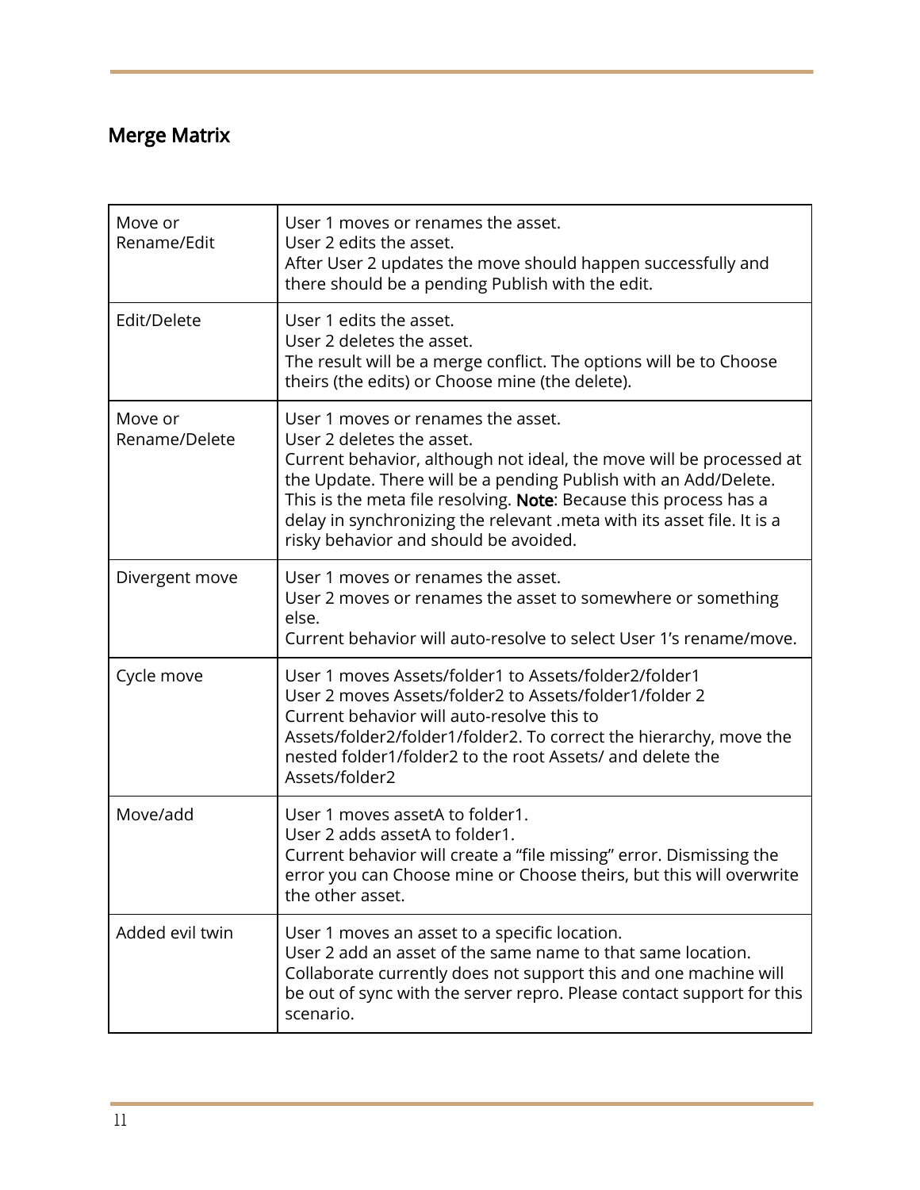## Merge Matrix

| | |
|---|---|
| Move or Rename/Edit | User 1 moves or renames the asset.<br>User 2 edits the asset.<br>After User 2 updates the move should happen successfully and there should be a pending Publish with the edit. |
| Edit/Delete | User 1 edits the asset.<br>User 2 deletes the asset.<br>The result will be a merge conflict. The options will be to Choose theirs (the edits) or Choose mine (the delete). |
| Move or Rename/Delete | User 1 moves or renames the asset.<br>User 2 deletes the asset.<br>Current behavior, although not ideal, the move will be processed at the Update. There will be a pending Publish with an Add/Delete. This is the meta file resolving. **Note**: Because this process has a delay in synchronizing the relevant .meta with its asset file. It is a risky behavior and should be avoided. |
| Divergent move | User 1 moves or renames the asset.<br>User 2 moves or renames the asset to somewhere or something else.<br>Current behavior will auto-resolve to select User 1's rename/move. |
| Cycle move | User 1 moves Assets/folder1 to Assets/folder2/folder1<br>User 2 moves Assets/folder2 to Assets/folder1/folder 2<br>Current behavior will auto-resolve this to Assets/folder2/folder1/folder2. To correct the hierarchy, move the nested folder1/folder2 to the root Assets/ and delete the Assets/folder2 |
| Move/add | User 1 moves assetA to folder1.<br>User 2 adds assetA to folder1.<br>Current behavior will create a "file missing" error. Dismissing the error you can Choose mine or Choose theirs, but this will overwrite the other asset. |
| Added evil twin | User 1 moves an asset to a specific location.<br>User 2 add an asset of the same name to that same location.<br>Collaborate currently does not support this and one machine will be out of sync with the server repro. Please contact support for this scenario. |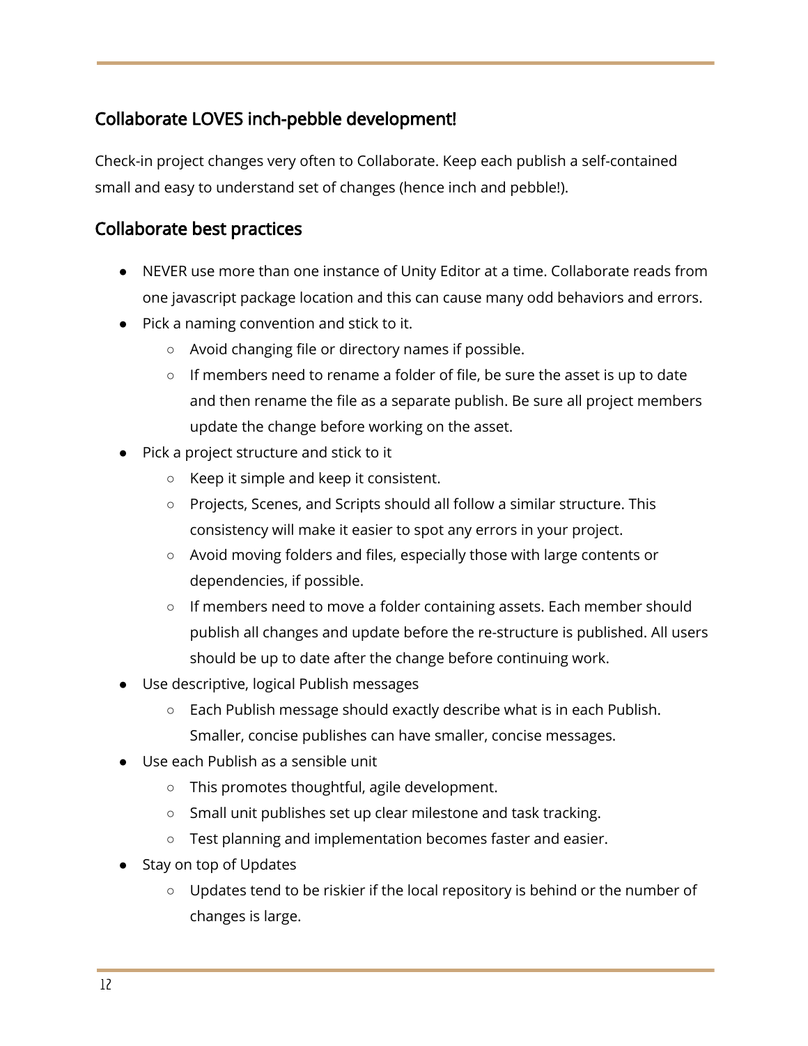## Collaborate LOVES inch-pebble development!

Check-in project changes very often to Collaborate. Keep each publish a self-contained small and easy to understand set of changes (hence inch and pebble!).

## Collaborate best practices

- NEVER use more than one instance of Unity Editor at a time. Collaborate reads from one javascript package location and this can cause many odd behaviors and errors.
- Pick a naming convention and stick to it.
  - Avoid changing file or directory names if possible.
  - If members need to rename a folder of file, be sure the asset is up to date and then rename the file as a separate publish. Be sure all project members update the change before working on the asset.
- Pick a project structure and stick to it
  - Keep it simple and keep it consistent.
  - Projects, Scenes, and Scripts should all follow a similar structure. This consistency will make it easier to spot any errors in your project.
  - Avoid moving folders and files, especially those with large contents or dependencies, if possible.
  - If members need to move a folder containing assets. Each member should publish all changes and update before the re-structure is published. All users should be up to date after the change before continuing work.
- Use descriptive, logical Publish messages
  - Each Publish message should exactly describe what is in each Publish. Smaller, concise publishes can have smaller, concise messages.
- Use each Publish as a sensible unit
  - This promotes thoughtful, agile development.
  - Small unit publishes set up clear milestone and task tracking.
  - Test planning and implementation becomes faster and easier.
- Stay on top of Updates
  - Updates tend to be riskier if the local repository is behind or the number of changes is large.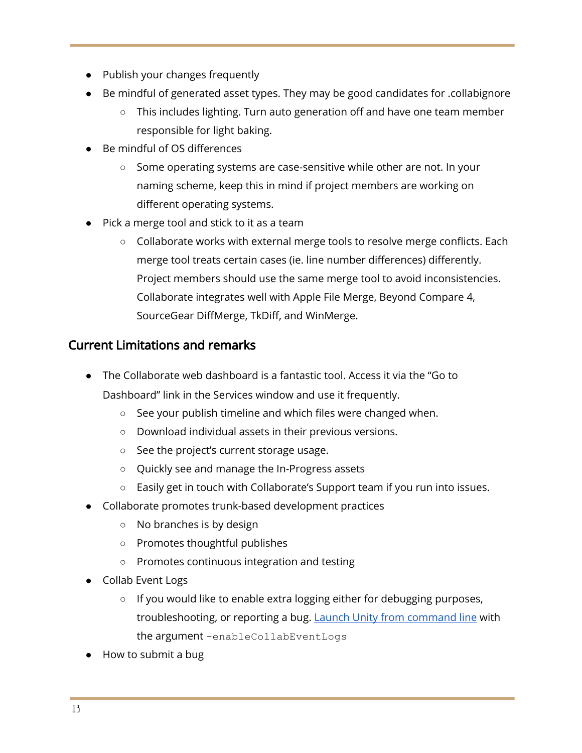- Publish your changes frequently
- Be mindful of generated asset types. They may be good candidates for .collabignore
  - This includes lighting. Turn auto generation off and have one team member responsible for light baking.
- Be mindful of OS differences
  - Some operating systems are case-sensitive while other are not. In your naming scheme, keep this in mind if project members are working on different operating systems.
- Pick a merge tool and stick to it as a team
  - Collaborate works with external merge tools to resolve merge conflicts. Each merge tool treats certain cases (ie. line number differences) differently. Project members should use the same merge tool to avoid inconsistencies. Collaborate integrates well with Apple File Merge, Beyond Compare 4, SourceGear DiffMerge, TkDiff, and WinMerge.

## Current Limitations and remarks

- The Collaborate web dashboard is a fantastic tool. Access it via the "Go to Dashboard" link in the Services window and use it frequently.
  - See your publish timeline and which files were changed when.
  - Download individual assets in their previous versions.
  - See the project's current storage usage.
  - Quickly see and manage the In-Progress assets
  - Easily get in touch with Collaborate's Support team if you run into issues.
- Collaborate promotes trunk-based development practices
  - No branches is by design
  - Promotes thoughtful publishes
  - Promotes continuous integration and testing
- Collab Event Logs
  - If you would like to enable extra logging either for debugging purposes, troubleshooting, or reporting a bug. [Launch Unity from command line]() with the argument `-enableCollabEventLogs`
- How to submit a bug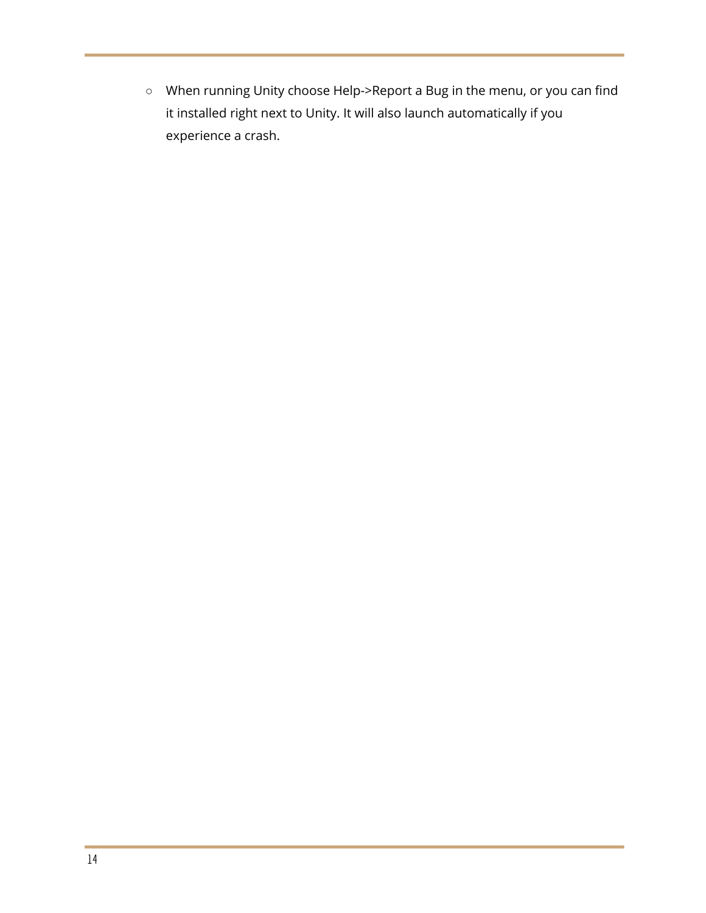- When running Unity choose Help->Report a Bug in the menu, or you can find it installed right next to Unity. It will also launch automatically if you experience a crash.